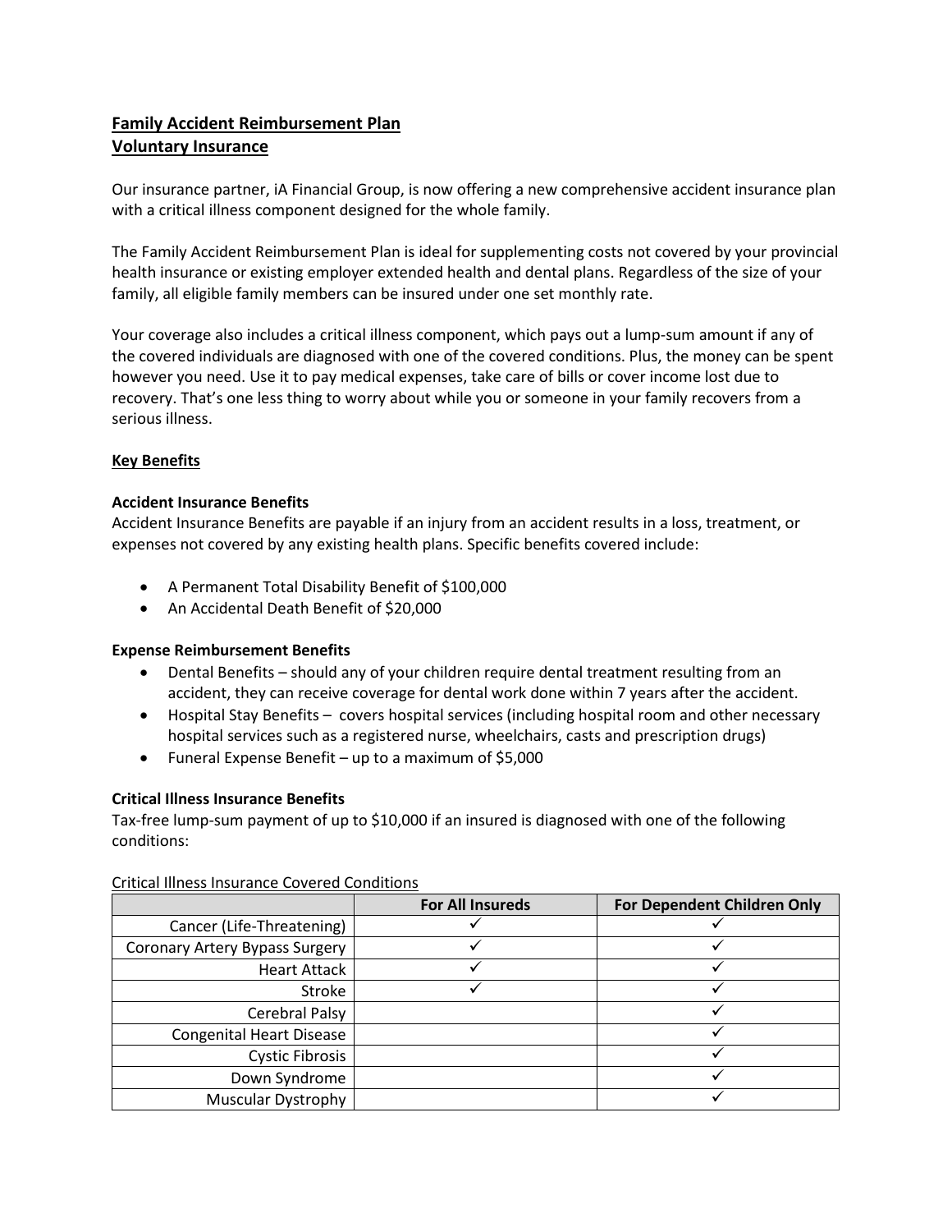# Family Accident Reimbursement Plan
## Voluntary Insurance

Our insurance partner, iA Financial Group, is now offering a new comprehensive accident insurance plan with a critical illness component designed for the whole family.

The Family Accident Reimbursement Plan is ideal for supplementing costs not covered by your provincial health insurance or existing employer extended health and dental plans. Regardless of the size of your family, all eligible family members can be insured under one set monthly rate.

Your coverage also includes a critical illness component, which pays out a lump-sum amount if any of the covered individuals are diagnosed with one of the covered conditions. Plus, the money can be spent however you need. Use it to pay medical expenses, take care of bills or cover income lost due to recovery. That's one less thing to worry about while you or someone in your family recovers from a serious illness.

## Key Benefits

**Accident Insurance Benefits**

Accident Insurance Benefits are payable if an injury from an accident results in a loss, treatment, or expenses not covered by any existing health plans. Specific benefits covered include:

- A Permanent Total Disability Benefit of $100,000
- An Accidental Death Benefit of $20,000

**Expense Reimbursement Benefits**

- Dental Benefits – should any of your children require dental treatment resulting from an accident, they can receive coverage for dental work done within 7 years after the accident.
- Hospital Stay Benefits – covers hospital services (including hospital room and other necessary hospital services such as a registered nurse, wheelchairs, casts and prescription drugs)
- Funeral Expense Benefit – up to a maximum of $5,000

**Critical Illness Insurance Benefits**

Tax-free lump-sum payment of up to $10,000 if an insured is diagnosed with one of the following conditions:

Critical Illness Insurance Covered Conditions

| | For All Insureds | For Dependent Children Only |
|---|---|---|
| Cancer (Life-Threatening) | ✓ | ✓ |
| Coronary Artery Bypass Surgery | ✓ | ✓ |
| Heart Attack | ✓ | ✓ |
| Stroke | ✓ | ✓ |
| Cerebral Palsy | | ✓ |
| Congenital Heart Disease | | ✓ |
| Cystic Fibrosis | | ✓ |
| Down Syndrome | | ✓ |
| Muscular Dystrophy | | ✓ |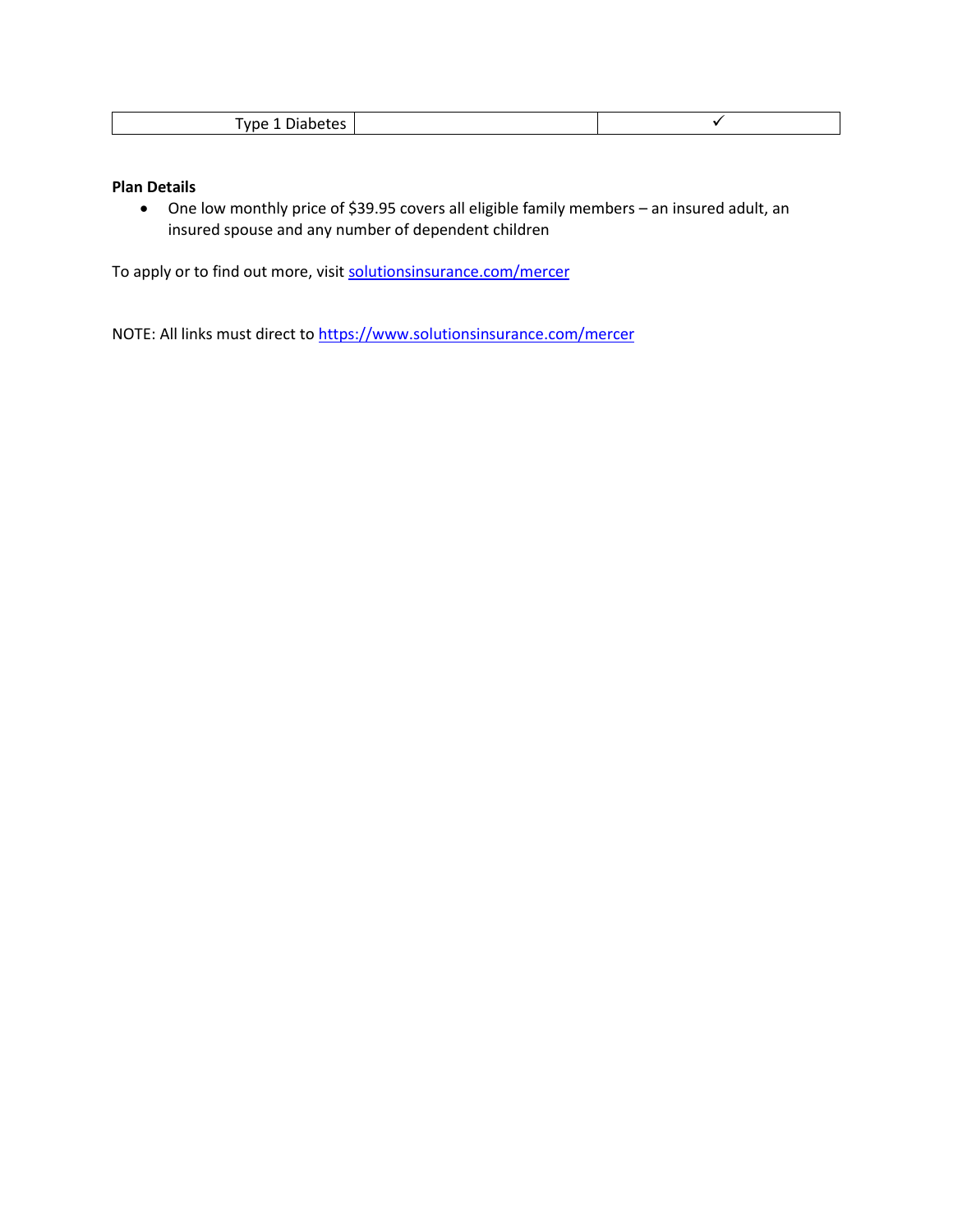| | | |
|---|---|---|
| Type 1 Diabetes | | ✓ |

**Plan Details**

- One low monthly price of $39.95 covers all eligible family members – an insured adult, an insured spouse and any number of dependent children

To apply or to find out more, visit [solutionsinsurance.com/mercer](https://www.solutionsinsurance.com/mercer)

NOTE: All links must direct to [https://www.solutionsinsurance.com/mercer](https://www.solutionsinsurance.com/mercer)